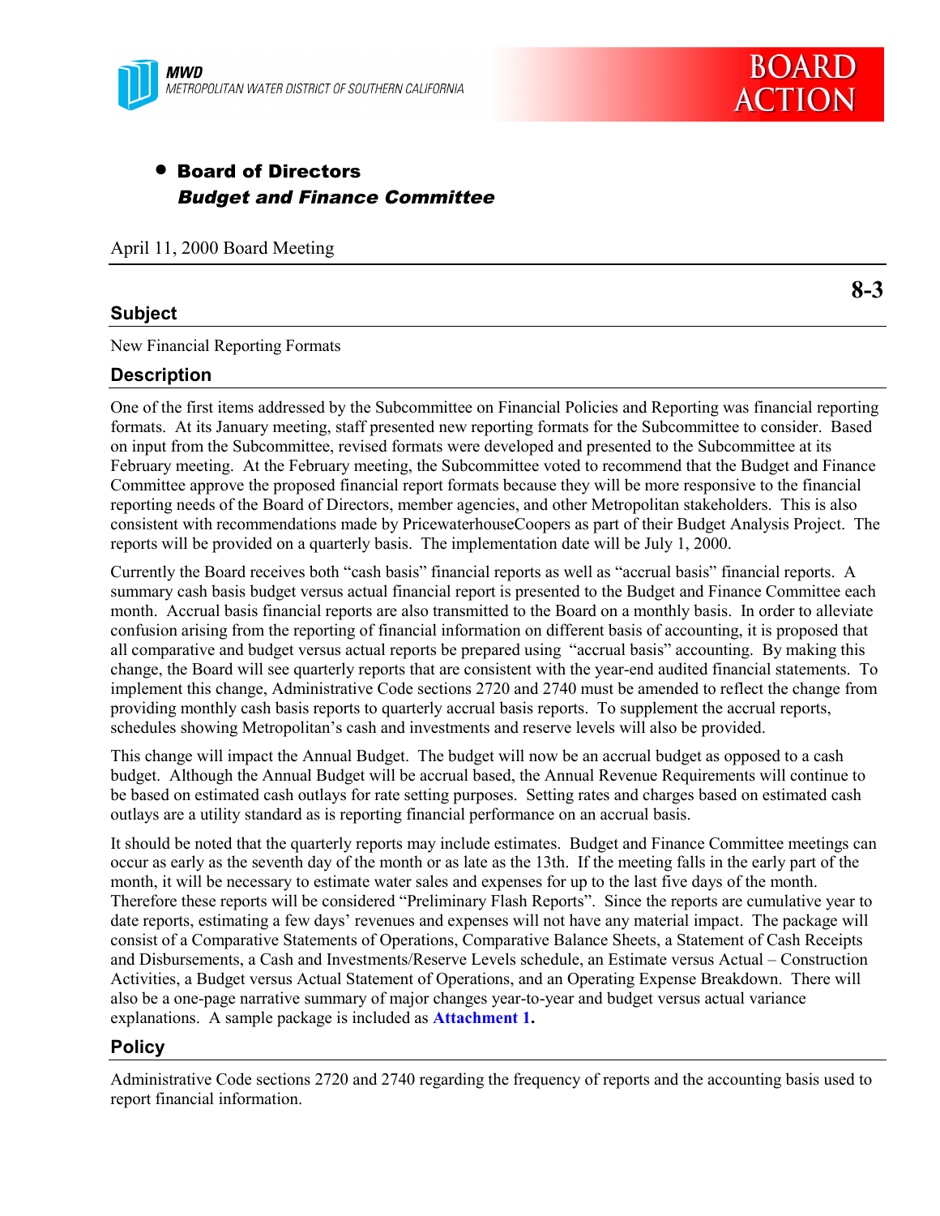MWD
METROPOLITAN WATER DISTRICT OF SOUTHERN CALIFORNIA

BOARD ACTION

- **Board of Directors**
  ***Budget and Finance Committee***

April 11, 2000 Board Meeting

**8-3**

## Subject

New Financial Reporting Formats

## Description

One of the first items addressed by the Subcommittee on Financial Policies and Reporting was financial reporting formats. At its January meeting, staff presented new reporting formats for the Subcommittee to consider. Based on input from the Subcommittee, revised formats were developed and presented to the Subcommittee at its February meeting. At the February meeting, the Subcommittee voted to recommend that the Budget and Finance Committee approve the proposed financial report formats because they will be more responsive to the financial reporting needs of the Board of Directors, member agencies, and other Metropolitan stakeholders. This is also consistent with recommendations made by PricewaterhouseCoopers as part of their Budget Analysis Project. The reports will be provided on a quarterly basis. The implementation date will be July 1, 2000.

Currently the Board receives both "cash basis" financial reports as well as "accrual basis" financial reports. A summary cash basis budget versus actual financial report is presented to the Budget and Finance Committee each month. Accrual basis financial reports are also transmitted to the Board on a monthly basis. In order to alleviate confusion arising from the reporting of financial information on different basis of accounting, it is proposed that all comparative and budget versus actual reports be prepared using "accrual basis" accounting. By making this change, the Board will see quarterly reports that are consistent with the year-end audited financial statements. To implement this change, Administrative Code sections 2720 and 2740 must be amended to reflect the change from providing monthly cash basis reports to quarterly accrual basis reports. To supplement the accrual reports, schedules showing Metropolitan's cash and investments and reserve levels will also be provided.

This change will impact the Annual Budget. The budget will now be an accrual budget as opposed to a cash budget. Although the Annual Budget will be accrual based, the Annual Revenue Requirements will continue to be based on estimated cash outlays for rate setting purposes. Setting rates and charges based on estimated cash outlays are a utility standard as is reporting financial performance on an accrual basis.

It should be noted that the quarterly reports may include estimates. Budget and Finance Committee meetings can occur as early as the seventh day of the month or as late as the 13th. If the meeting falls in the early part of the month, it will be necessary to estimate water sales and expenses for up to the last five days of the month. Therefore these reports will be considered "Preliminary Flash Reports". Since the reports are cumulative year to date reports, estimating a few days' revenues and expenses will not have any material impact. The package will consist of a Comparative Statements of Operations, Comparative Balance Sheets, a Statement of Cash Receipts and Disbursements, a Cash and Investments/Reserve Levels schedule, an Estimate versus Actual – Construction Activities, a Budget versus Actual Statement of Operations, and an Operating Expense Breakdown. There will also be a one-page narrative summary of major changes year-to-year and budget versus actual variance explanations. A sample package is included as **Attachment 1.**

## Policy

Administrative Code sections 2720 and 2740 regarding the frequency of reports and the accounting basis used to report financial information.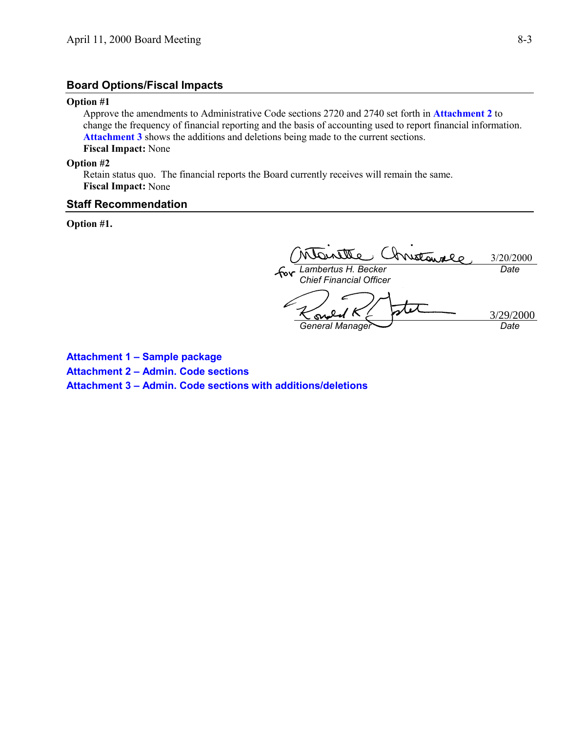## Board Options/Fiscal Impacts

**Option #1**

Approve the amendments to Administrative Code sections 2720 and 2740 set forth in **Attachment 2** to change the frequency of financial reporting and the basis of accounting used to report financial information. **Attachment 3** shows the additions and deletions being made to the current sections.

**Fiscal Impact:** None

**Option #2**

Retain status quo. The financial reports the Board currently receives will remain the same.

**Fiscal Impact:** None

## Staff Recommendation

**Option #1.**

for *Lambertus H. Becker*
*Chief Financial Officer*
3/20/2000
*Date*

*General Manager*
3/29/2000
*Date*

**Attachment 1 – Sample package**

**Attachment 2 – Admin. Code sections**

**Attachment 3 – Admin. Code sections with additions/deletions**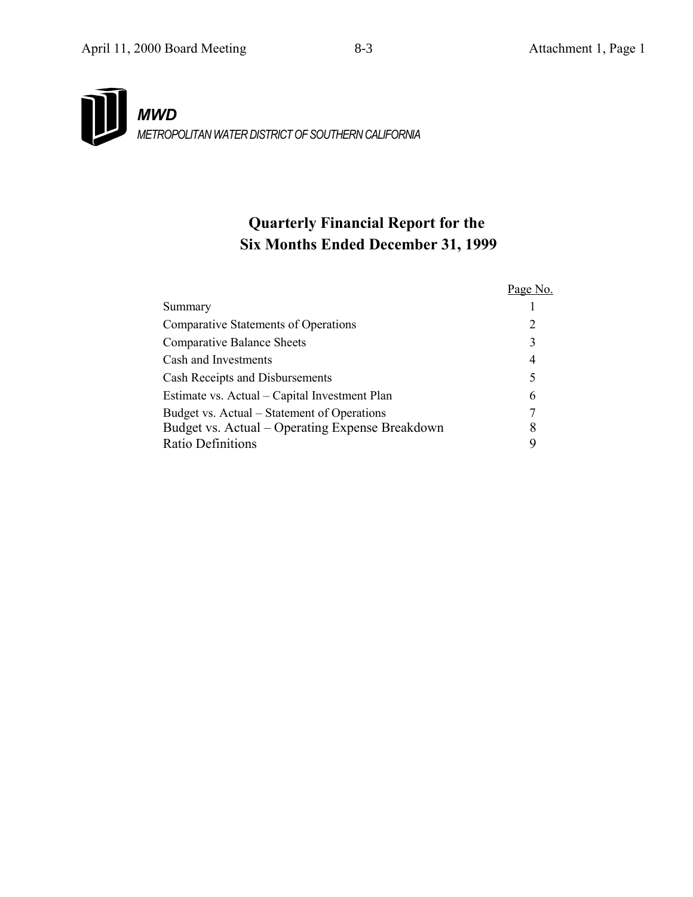**MWD**

*METROPOLITAN WATER DISTRICT OF SOUTHERN CALIFORNIA*

# Quarterly Financial Report for the Six Months Ended December 31, 1999

| | Page No. |
|---|---|
| Summary | 1 |
| Comparative Statements of Operations | 2 |
| Comparative Balance Sheets | 3 |
| Cash and Investments | 4 |
| Cash Receipts and Disbursements | 5 |
| Estimate vs. Actual – Capital Investment Plan | 6 |
| Budget vs. Actual – Statement of Operations | 7 |
| Budget vs. Actual – Operating Expense Breakdown | 8 |
| Ratio Definitions | 9 |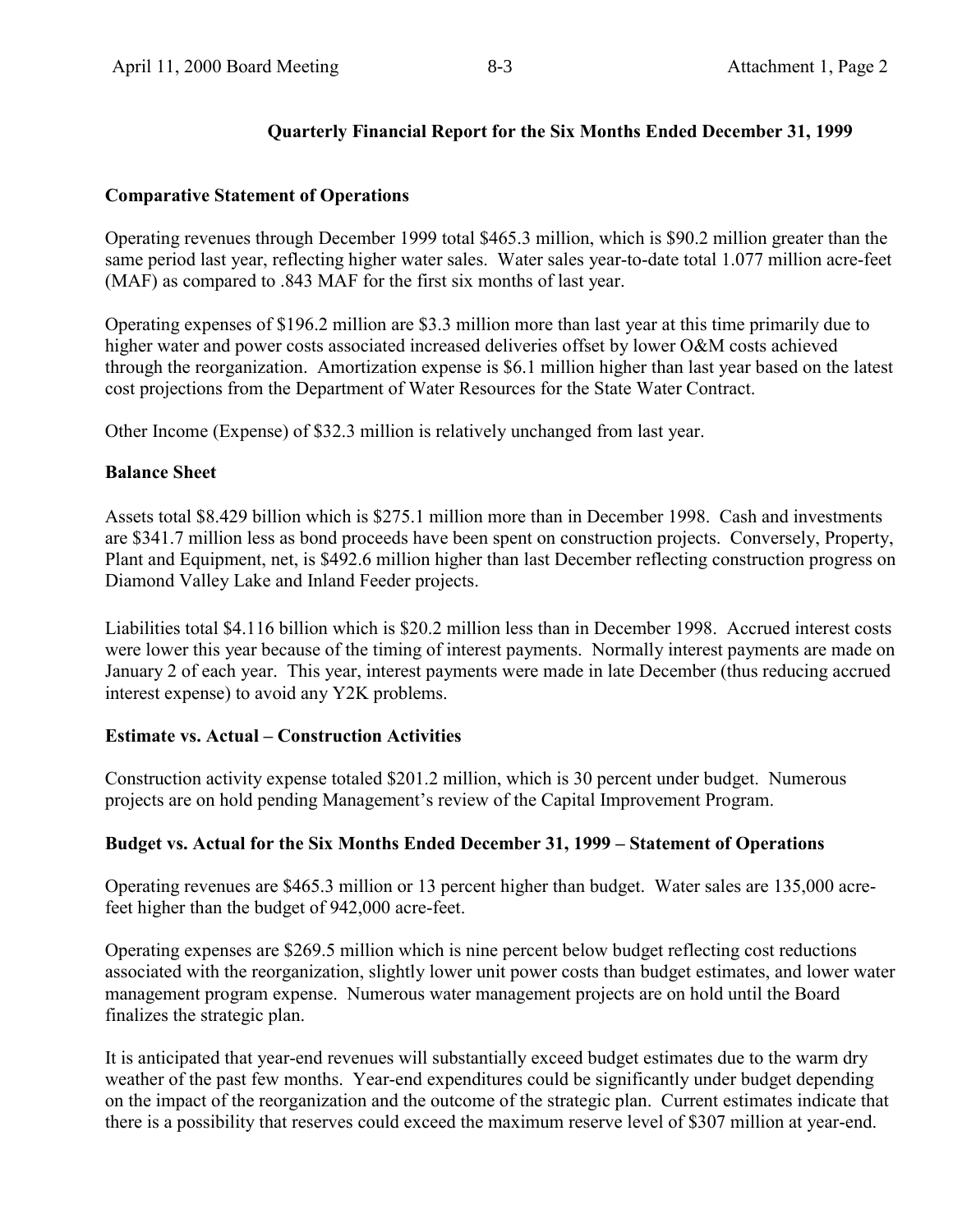## Quarterly Financial Report for the Six Months Ended December 31, 1999

### Comparative Statement of Operations

Operating revenues through December 1999 total $465.3 million, which is $90.2 million greater than the same period last year, reflecting higher water sales. Water sales year-to-date total 1.077 million acre-feet (MAF) as compared to .843 MAF for the first six months of last year.

Operating expenses of $196.2 million are $3.3 million more than last year at this time primarily due to higher water and power costs associated increased deliveries offset by lower O&M costs achieved through the reorganization. Amortization expense is $6.1 million higher than last year based on the latest cost projections from the Department of Water Resources for the State Water Contract.

Other Income (Expense) of $32.3 million is relatively unchanged from last year.

### Balance Sheet

Assets total $8.429 billion which is $275.1 million more than in December 1998. Cash and investments are $341.7 million less as bond proceeds have been spent on construction projects. Conversely, Property, Plant and Equipment, net, is $492.6 million higher than last December reflecting construction progress on Diamond Valley Lake and Inland Feeder projects.

Liabilities total $4.116 billion which is $20.2 million less than in December 1998. Accrued interest costs were lower this year because of the timing of interest payments. Normally interest payments are made on January 2 of each year. This year, interest payments were made in late December (thus reducing accrued interest expense) to avoid any Y2K problems.

### Estimate vs. Actual – Construction Activities

Construction activity expense totaled $201.2 million, which is 30 percent under budget. Numerous projects are on hold pending Management's review of the Capital Improvement Program.

### Budget vs. Actual for the Six Months Ended December 31, 1999 – Statement of Operations

Operating revenues are $465.3 million or 13 percent higher than budget. Water sales are 135,000 acre-feet higher than the budget of 942,000 acre-feet.

Operating expenses are $269.5 million which is nine percent below budget reflecting cost reductions associated with the reorganization, slightly lower unit power costs than budget estimates, and lower water management program expense. Numerous water management projects are on hold until the Board finalizes the strategic plan.

It is anticipated that year-end revenues will substantially exceed budget estimates due to the warm dry weather of the past few months. Year-end expenditures could be significantly under budget depending on the impact of the reorganization and the outcome of the strategic plan. Current estimates indicate that there is a possibility that reserves could exceed the maximum reserve level of $307 million at year-end.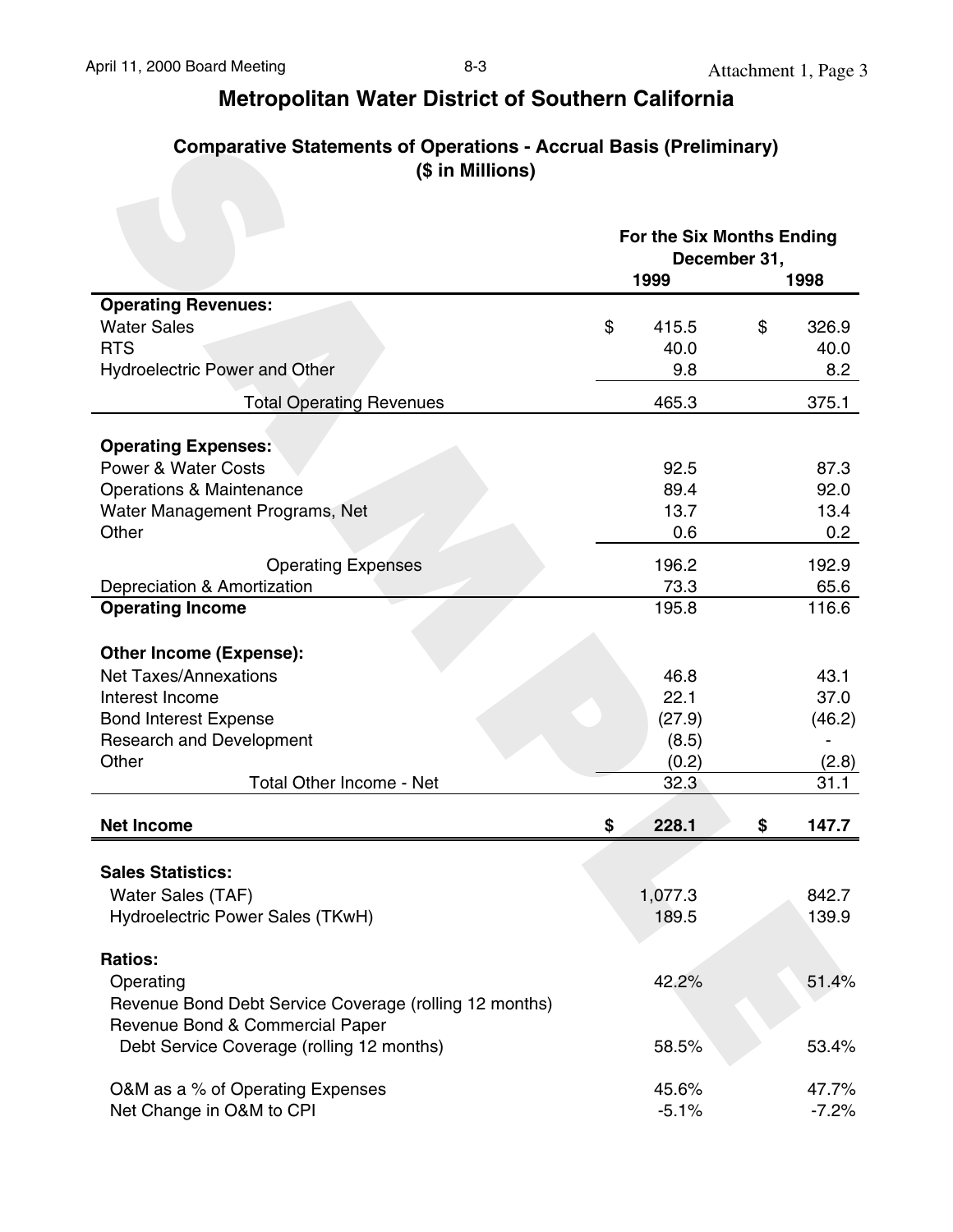# Metropolitan Water District of Southern California

## Comparative Statements of Operations - Accrual Basis (Preliminary)
## ($ in Millions)

| | For the Six Months Ending December 31, 1999 | 1998 |
|---|---|---|
| **Operating Revenues:** | | |
| Water Sales | $ 415.5 | $ 326.9 |
| RTS | 40.0 | 40.0 |
| Hydroelectric Power and Other | 9.8 | 8.2 |
| Total Operating Revenues | 465.3 | 375.1 |
| **Operating Expenses:** | | |
| Power & Water Costs | 92.5 | 87.3 |
| Operations & Maintenance | 89.4 | 92.0 |
| Water Management Programs, Net | 13.7 | 13.4 |
| Other | 0.6 | 0.2 |
| Operating Expenses | 196.2 | 192.9 |
| Depreciation & Amortization | 73.3 | 65.6 |
| **Operating Income** | 195.8 | 116.6 |
| **Other Income (Expense):** | | |
| Net Taxes/Annexations | 46.8 | 43.1 |
| Interest Income | 22.1 | 37.0 |
| Bond Interest Expense | (27.9) | (46.2) |
| Research and Development | (8.5) | - |
| Other | (0.2) | (2.8) |
| Total Other Income - Net | 32.3 | 31.1 |
| **Net Income** | **$ 228.1** | **$ 147.7** |
| **Sales Statistics:** | | |
| Water Sales (TAF) | 1,077.3 | 842.7 |
| Hydroelectric Power Sales (TKwH) | 189.5 | 139.9 |
| **Ratios:** | | |
| Operating | 42.2% | 51.4% |
| Revenue Bond Debt Service Coverage (rolling 12 months) | | |
| Revenue Bond & Commercial Paper Debt Service Coverage (rolling 12 months) | 58.5% | 53.4% |
| O&M as a % of Operating Expenses | 45.6% | 47.7% |
| Net Change in O&M to CPI | -5.1% | -7.2% |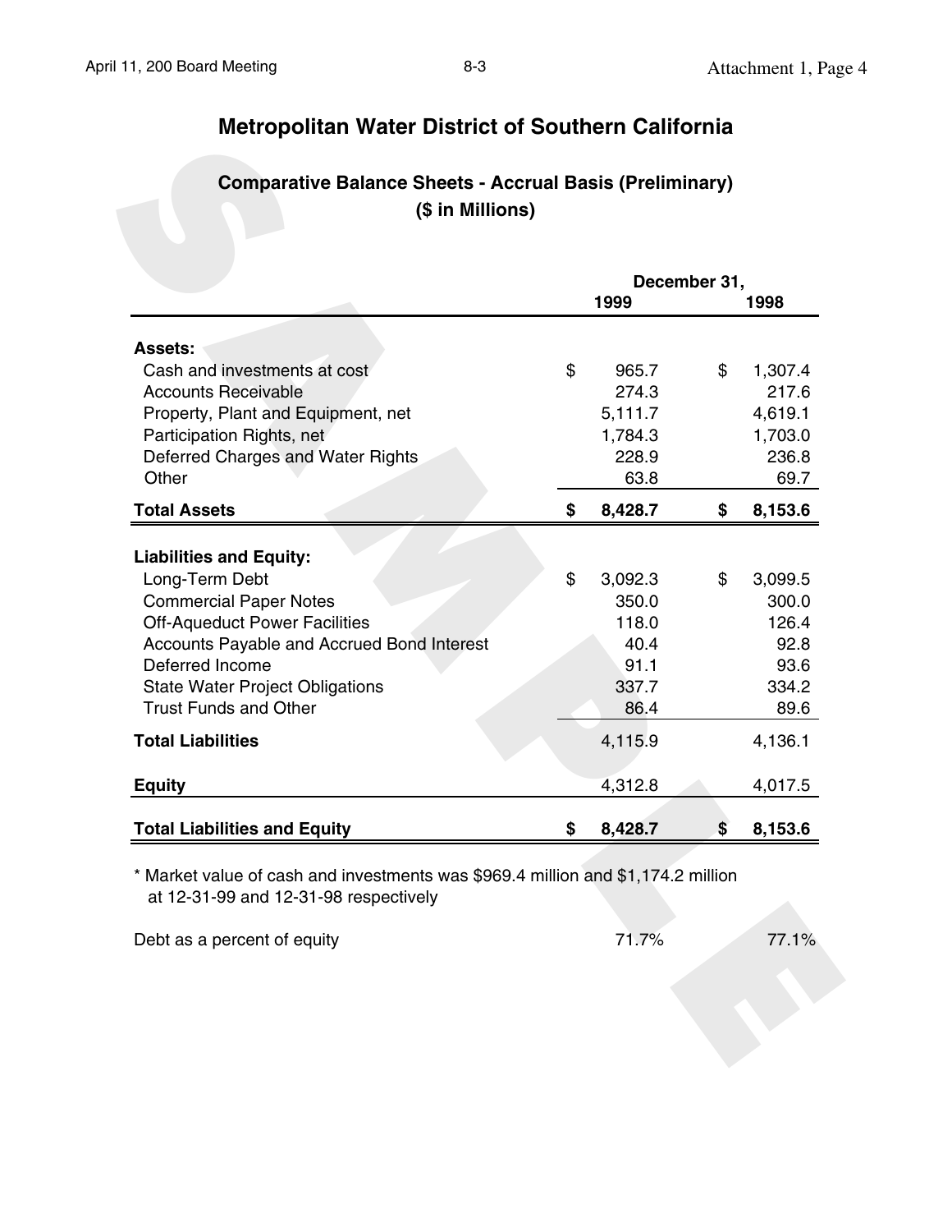# Metropolitan Water District of Southern California

## Comparative Balance Sheets - Accrual Basis (Preliminary)
## ($ in Millions)

| | December 31, 1999 | December 31, 1998 |
|---|---|---|
| **Assets:** | | |
| Cash and investments at cost | $ 965.7 | $ 1,307.4 |
| Accounts Receivable | 274.3 | 217.6 |
| Property, Plant and Equipment, net | 5,111.7 | 4,619.1 |
| Participation Rights, net | 1,784.3 | 1,703.0 |
| Deferred Charges and Water Rights | 228.9 | 236.8 |
| Other | 63.8 | 69.7 |
| **Total Assets** | **$ 8,428.7** | **$ 8,153.6** |
| **Liabilities and Equity:** | | |
| Long-Term Debt | $ 3,092.3 | $ 3,099.5 |
| Commercial Paper Notes | 350.0 | 300.0 |
| Off-Aqueduct Power Facilities | 118.0 | 126.4 |
| Accounts Payable and Accrued Bond Interest | 40.4 | 92.8 |
| Deferred Income | 91.1 | 93.6 |
| State Water Project Obligations | 337.7 | 334.2 |
| Trust Funds and Other | 86.4 | 89.6 |
| **Total Liabilities** | 4,115.9 | 4,136.1 |
| **Equity** | 4,312.8 | 4,017.5 |
| **Total Liabilities and Equity** | **$ 8,428.7** | **$ 8,153.6** |

* Market value of cash and investments was $969.4 million and $1,174.2 million at 12-31-99 and 12-31-98 respectively

| | 1999 | 1998 |
|---|---|---|
| Debt as a percent of equity | 71.7% | 77.1% |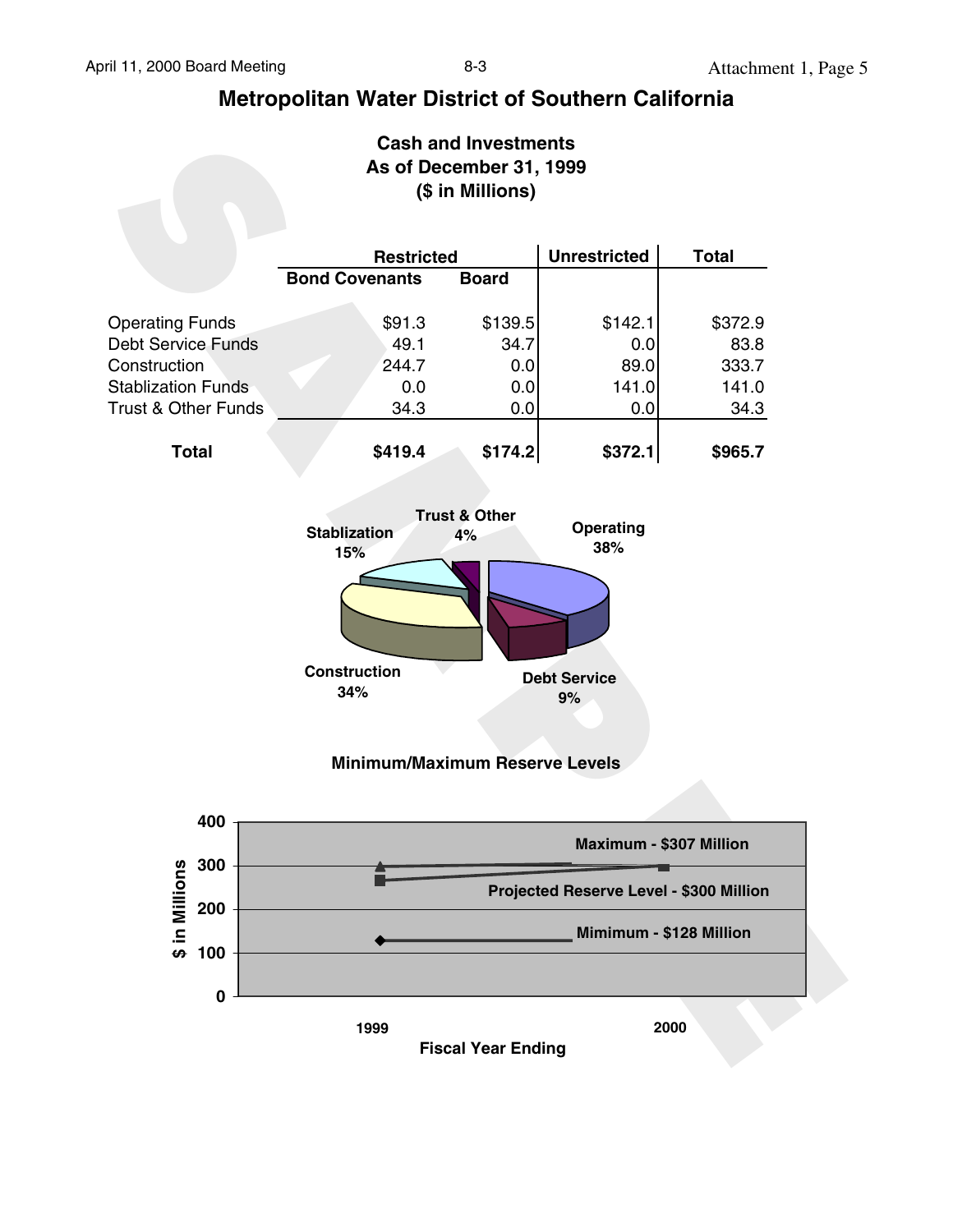# Metropolitan Water District of Southern California

## Cash and Investments
## As of December 31, 1999
## ($ in Millions)

| | Restricted | | Unrestricted | Total |
|---|---|---|---|---|
| | Bond Covenants | Board | | |
| Operating Funds | $91.3 | $139.5 | $142.1 | $372.9 |
| Debt Service Funds | 49.1 | 34.7 | 0.0 | 83.8 |
| Construction | 244.7 | 0.0 | 89.0 | 333.7 |
| Stablization Funds | 0.0 | 0.0 | 141.0 | 141.0 |
| Trust & Other Funds | 34.3 | 0.0 | 0.0 | 34.3 |
| **Total** | **$419.4** | **$174.2** | **$372.1** | **$965.7** |

Trust & Other 4%
Operating 38%
Stablization 15%
Construction 34%
Debt Service 9%

**Minimum/Maximum Reserve Levels**

Maximum - $307 Million
Projected Reserve Level - $300 Million
Mimimum - $128 Million

$ in Millions: 0, 100, 200, 300, 400

Fiscal Year Ending: 1999, 2000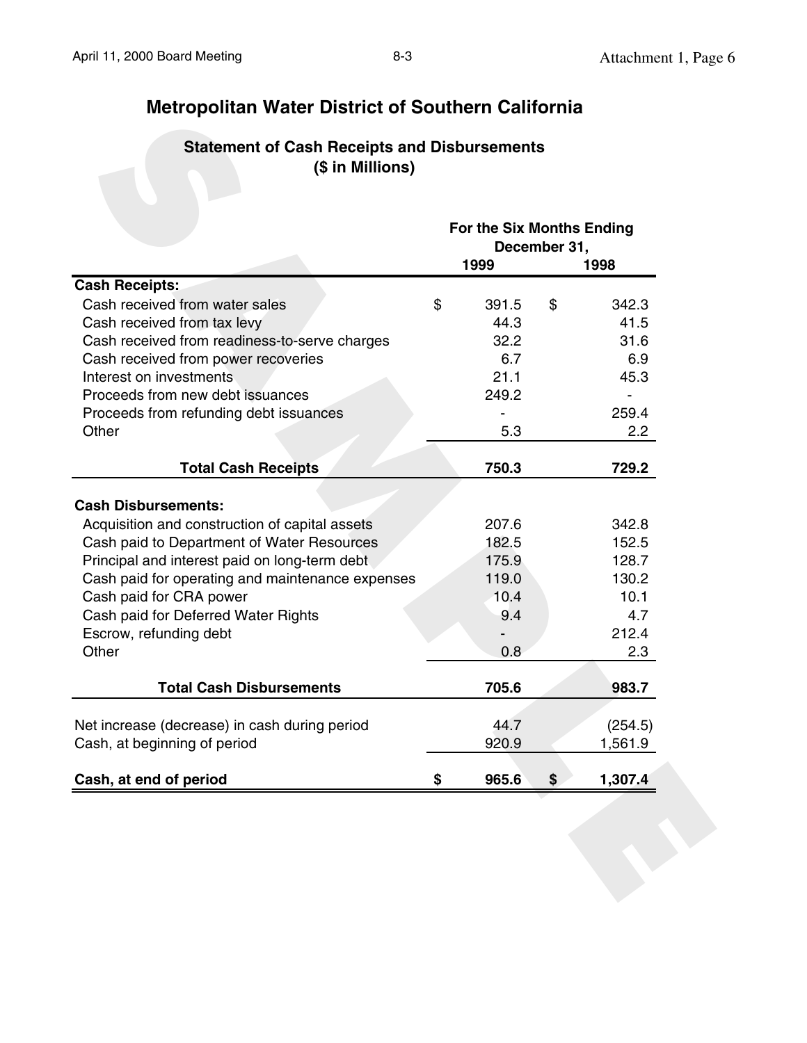# Metropolitan Water District of Southern California

## Statement of Cash Receipts and Disbursements
## ($ in Millions)

| | For the Six Months Ending December 31, 1999 | For the Six Months Ending December 31, 1998 |
|---|---|---|
| **Cash Receipts:** | | |
| Cash received from water sales | $ 391.5 | $ 342.3 |
| Cash received from tax levy | 44.3 | 41.5 |
| Cash received from readiness-to-serve charges | 32.2 | 31.6 |
| Cash received from power recoveries | 6.7 | 6.9 |
| Interest on investments | 21.1 | 45.3 |
| Proceeds from new debt issuances | 249.2 | - |
| Proceeds from refunding debt issuances | - | 259.4 |
| Other | 5.3 | 2.2 |
| **Total Cash Receipts** | **750.3** | **729.2** |
| **Cash Disbursements:** | | |
| Acquisition and construction of capital assets | 207.6 | 342.8 |
| Cash paid to Department of Water Resources | 182.5 | 152.5 |
| Principal and interest paid on long-term debt | 175.9 | 128.7 |
| Cash paid for operating and maintenance expenses | 119.0 | 130.2 |
| Cash paid for CRA power | 10.4 | 10.1 |
| Cash paid for Deferred Water Rights | 9.4 | 4.7 |
| Escrow, refunding debt | - | 212.4 |
| Other | 0.8 | 2.3 |
| **Total Cash Disbursements** | **705.6** | **983.7** |
| Net increase (decrease) in cash during period | 44.7 | (254.5) |
| Cash, at beginning of period | 920.9 | 1,561.9 |
| **Cash, at end of period** | **$ 965.6** | **$ 1,307.4** |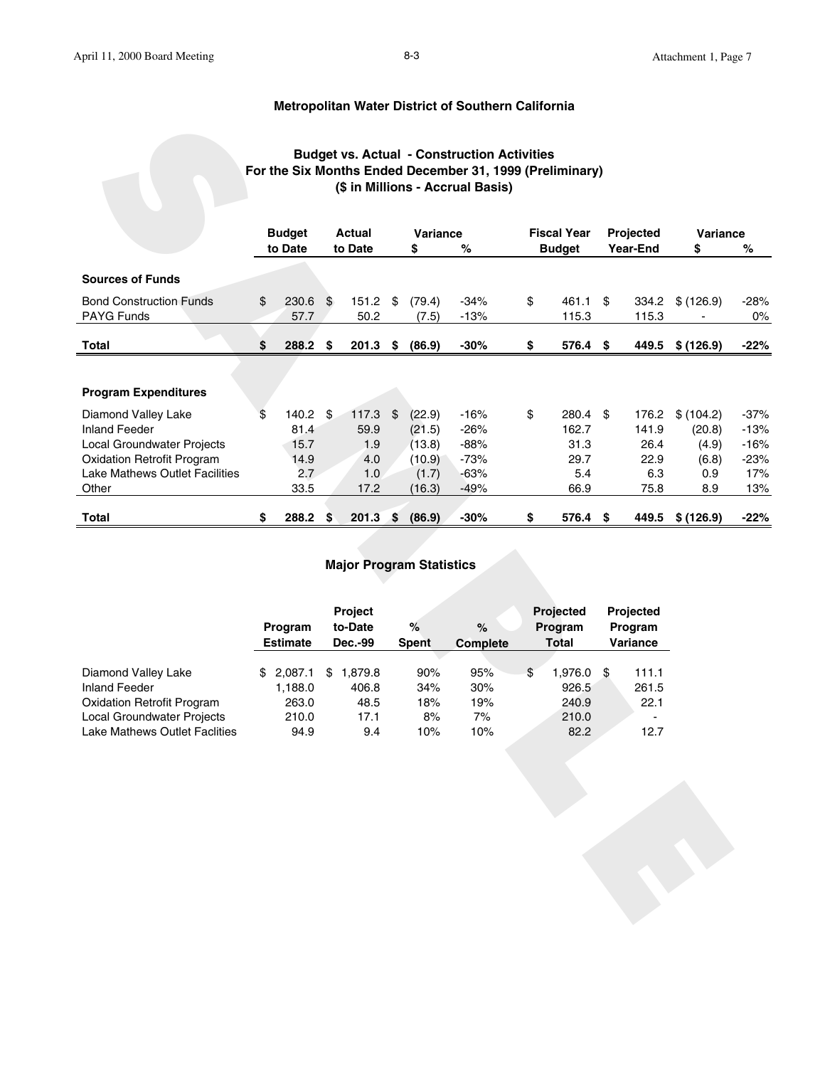## Metropolitan Water District of Southern California

### Budget vs. Actual - Construction Activities
### For the Six Months Ended December 31, 1999 (Preliminary)
### ($ in Millions - Accrual Basis)

| | Budget to Date | Actual to Date | Variance $ | Variance % | Fiscal Year Budget | Projected Year-End | Variance $ | Variance % |
|---|---|---|---|---|---|---|---|---|
| **Sources of Funds** | | | | | | | | |
| Bond Construction Funds | $ 230.6 | $ 151.2 | $ (79.4) | -34% | $ 461.1 | $ 334.2 | $ (126.9) | -28% |
| PAYG Funds | 57.7 | 50.2 | (7.5) | -13% | 115.3 | 115.3 | - | 0% |
| **Total** | **$ 288.2** | **$ 201.3** | **$ (86.9)** | **-30%** | **$ 576.4** | **$ 449.5** | **$ (126.9)** | **-22%** |
| **Program Expenditures** | | | | | | | | |
| Diamond Valley Lake | $ 140.2 | $ 117.3 | $ (22.9) | -16% | $ 280.4 | $ 176.2 | $ (104.2) | -37% |
| Inland Feeder | 81.4 | 59.9 | (21.5) | -26% | 162.7 | 141.9 | (20.8) | -13% |
| Local Groundwater Projects | 15.7 | 1.9 | (13.8) | -88% | 31.3 | 26.4 | (4.9) | -16% |
| Oxidation Retrofit Program | 14.9 | 4.0 | (10.9) | -73% | 29.7 | 22.9 | (6.8) | -23% |
| Lake Mathews Outlet Facilities | 2.7 | 1.0 | (1.7) | -63% | 5.4 | 6.3 | 0.9 | 17% |
| Other | 33.5 | 17.2 | (16.3) | -49% | 66.9 | 75.8 | 8.9 | 13% |
| **Total** | **$ 288.2** | **$ 201.3** | **$ (86.9)** | **-30%** | **$ 576.4** | **$ 449.5** | **$ (126.9)** | **-22%** |

### Major Program Statistics

| | Program Estimate | Project to-Date Dec.-99 | % Spent | % Complete | Projected Program Total | Projected Program Variance |
|---|---|---|---|---|---|---|
| Diamond Valley Lake | $ 2,087.1 | $ 1,879.8 | 90% | 95% | $ 1,976.0 | $ 111.1 |
| Inland Feeder | 1,188.0 | 406.8 | 34% | 30% | 926.5 | 261.5 |
| Oxidation Retrofit Program | 263.0 | 48.5 | 18% | 19% | 240.9 | 22.1 |
| Local Groundwater Projects | 210.0 | 17.1 | 8% | 7% | 210.0 | - |
| Lake Mathews Outlet Faclities | 94.9 | 9.4 | 10% | 10% | 82.2 | 12.7 |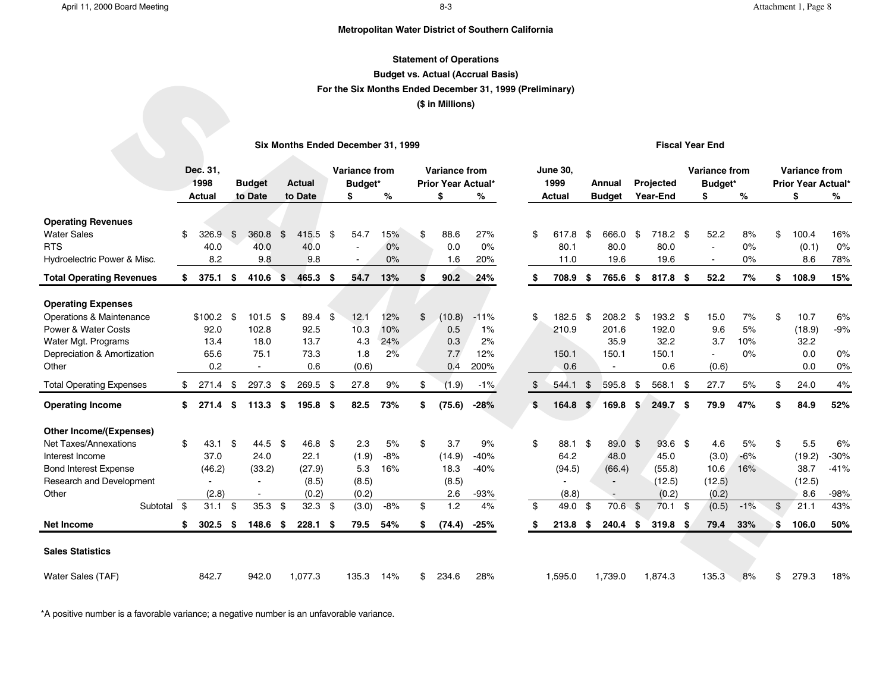**Metropolitan Water District of Southern California**

**Statement of Operations**

**Budget vs. Actual (Accrual Basis)**

**For the Six Months Ended December 31, 1999 (Preliminary)**

**($ in Millions)**

| | Six Months Ended December 31, 1999 | | | | | | | Fiscal Year End | | | | | | |
|---|---|---|---|---|---|---|---|---|---|---|---|---|---|---|
| | Dec. 31, 1998 Actual | Budget to Date | Actual to Date | Variance from Budget* $ | % | Variance from Prior Year Actual* $ | % | June 30, 1999 Actual | Annual Budget | Projected Year-End | Variance from Budget* $ | % | Variance from Prior Year Actual* $ | % |
| **Operating Revenues** | | | | | | | | | | | | | | |
| Water Sales | $ 326.9 | $ 360.8 | $ 415.5 | $ 54.7 | 15% | $ 88.6 | 27% | $ 617.8 | $ 666.0 | $ 718.2 | $ 52.2 | 8% | $ 100.4 | 16% |
| RTS | 40.0 | 40.0 | 40.0 | - | 0% | 0.0 | 0% | 80.1 | 80.0 | 80.0 | - | 0% | (0.1) | 0% |
| Hydroelectric Power & Misc. | 8.2 | 9.8 | 9.8 | - | 0% | 1.6 | 20% | 11.0 | 19.6 | 19.6 | - | 0% | 8.6 | 78% |
| **Total Operating Revenues** | **$ 375.1** | **$ 410.6** | **$ 465.3** | **$ 54.7** | **13%** | **$ 90.2** | **24%** | **$ 708.9** | **$ 765.6** | **$ 817.8** | **$ 52.2** | **7%** | **$ 108.9** | **15%** |
| **Operating Expenses** | | | | | | | | | | | | | | |
| Operations & Maintenance | $100.2 | $ 101.5 | $ 89.4 | $ 12.1 | 12% | $ (10.8) | -11% | $ 182.5 | $ 208.2 | $ 193.2 | $ 15.0 | 7% | $ 10.7 | 6% |
| Power & Water Costs | 92.0 | 102.8 | 92.5 | 10.3 | 10% | 0.5 | 1% | 210.9 | 201.6 | 192.0 | 9.6 | 5% | (18.9) | -9% |
| Water Mgt. Programs | 13.4 | 18.0 | 13.7 | 4.3 | 24% | 0.3 | 2% | | 35.9 | 32.2 | 3.7 | 10% | 32.2 | |
| Depreciation & Amortization | 65.6 | 75.1 | 73.3 | 1.8 | 2% | 7.7 | 12% | 150.1 | 150.1 | 150.1 | - | 0% | 0.0 | 0% |
| Other | 0.2 | - | 0.6 | (0.6) | | 0.4 | 200% | 0.6 | - | 0.6 | (0.6) | | 0.0 | 0% |
| Total Operating Expenses | $ 271.4 | $ 297.3 | $ 269.5 | $ 27.8 | 9% | $ (1.9) | -1% | $ 544.1 | $ 595.8 | $ 568.1 | $ 27.7 | 5% | $ 24.0 | 4% |
| **Operating Income** | **$ 271.4** | **$ 113.3** | **$ 195.8** | **$ 82.5** | **73%** | **$ (75.6)** | **-28%** | **$ 164.8** | **$ 169.8** | **$ 249.7** | **$ 79.9** | **47%** | **$ 84.9** | **52%** |
| **Other Income/(Expenses)** | | | | | | | | | | | | | | |
| Net Taxes/Annexations | $ 43.1 | $ 44.5 | $ 46.8 | $ 2.3 | 5% | $ 3.7 | 9% | $ 88.1 | $ 89.0 | $ 93.6 | $ 4.6 | 5% | $ 5.5 | 6% |
| Interest Income | 37.0 | 24.0 | 22.1 | (1.9) | -8% | (14.9) | -40% | 64.2 | 48.0 | 45.0 | (3.0) | -6% | (19.2) | -30% |
| Bond Interest Expense | (46.2) | (33.2) | (27.9) | 5.3 | 16% | 18.3 | -40% | (94.5) | (66.4) | (55.8) | 10.6 | 16% | 38.7 | -41% |
| Research and Development | - | - | (8.5) | (8.5) | | (8.5) | | - | - | (12.5) | (12.5) | | (12.5) | |
| Other | (2.8) | - | (0.2) | (0.2) | | 2.6 | -93% | (8.8) | - | (0.2) | (0.2) | | 8.6 | -98% |
| Subtotal | $ 31.1 | $ 35.3 | $ 32.3 | $ (3.0) | -8% | $ 1.2 | 4% | $ 49.0 | $ 70.6 | $ 70.1 | $ (0.5) | -1% | $ 21.1 | 43% |
| **Net Income** | **$ 302.5** | **$ 148.6** | **$ 228.1** | **$ 79.5** | **54%** | **$ (74.4)** | **-25%** | **$ 213.8** | **$ 240.4** | **$ 319.8** | **$ 79.4** | **33%** | **$ 106.0** | **50%** |
| **Sales Statistics** | | | | | | | | | | | | | | |
| Water Sales (TAF) | 842.7 | 942.0 | 1,077.3 | 135.3 | 14% | $ 234.6 | 28% | 1,595.0 | 1,739.0 | 1,874.3 | 135.3 | 8% | $ 279.3 | 18% |

*A positive number is a favorable variance; a negative number is an unfavorable variance.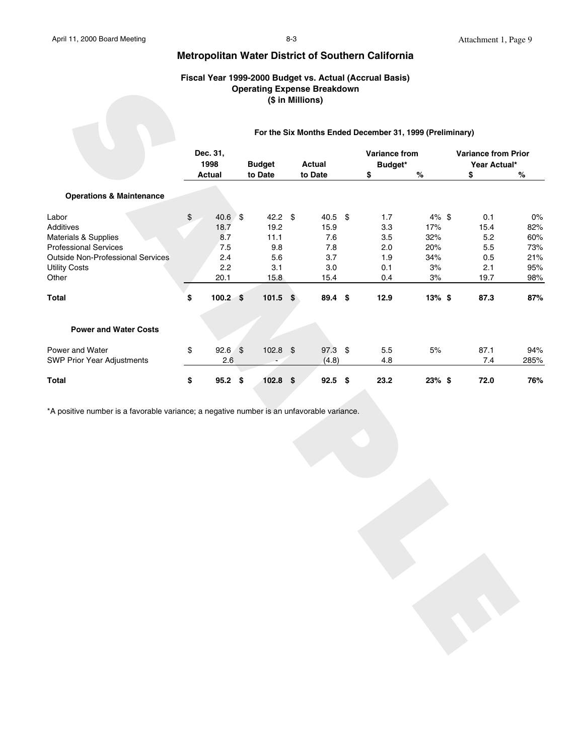## Metropolitan Water District of Southern California

### Fiscal Year 1999-2000 Budget vs. Actual (Accrual Basis)
### Operating Expense Breakdown
### ($ in Millions)

**For the Six Months Ended December 31, 1999 (Preliminary)**

| | Dec. 31, 1998 Actual | Budget to Date | Actual to Date | Variance from Budget* $ | Variance from Budget* % | Variance from Prior Year Actual* $ | Variance from Prior Year Actual* % |
|---|---|---|---|---|---|---|---|
| **Operations & Maintenance** | | | | | | | |
| Labor | $ 40.6 | $ 42.2 | $ 40.5 | $ 1.7 | 4% | $ 0.1 | 0% |
| Additives | 18.7 | 19.2 | 15.9 | 3.3 | 17% | 15.4 | 82% |
| Materials & Supplies | 8.7 | 11.1 | 7.6 | 3.5 | 32% | 5.2 | 60% |
| Professional Services | 7.5 | 9.8 | 7.8 | 2.0 | 20% | 5.5 | 73% |
| Outside Non-Professional Services | 2.4 | 5.6 | 3.7 | 1.9 | 34% | 0.5 | 21% |
| Utility Costs | 2.2 | 3.1 | 3.0 | 0.1 | 3% | 2.1 | 95% |
| Other | 20.1 | 15.8 | 15.4 | 0.4 | 3% | 19.7 | 98% |
| **Total** | **$ 100.2** | **$ 101.5** | **$ 89.4** | **$ 12.9** | **13%** | **$ 87.3** | **87%** |
| **Power and Water Costs** | | | | | | | |
| Power and Water | $ 92.6 | $ 102.8 | $ 97.3 | $ 5.5 | 5% | 87.1 | 94% |
| SWP Prior Year Adjustments | 2.6 | - | (4.8) | 4.8 | | 7.4 | 285% |
| **Total** | **$ 95.2** | **$ 102.8** | **$ 92.5** | **$ 23.2** | **23%** | **$ 72.0** | **76%** |

*A positive number is a favorable variance; a negative number is an unfavorable variance.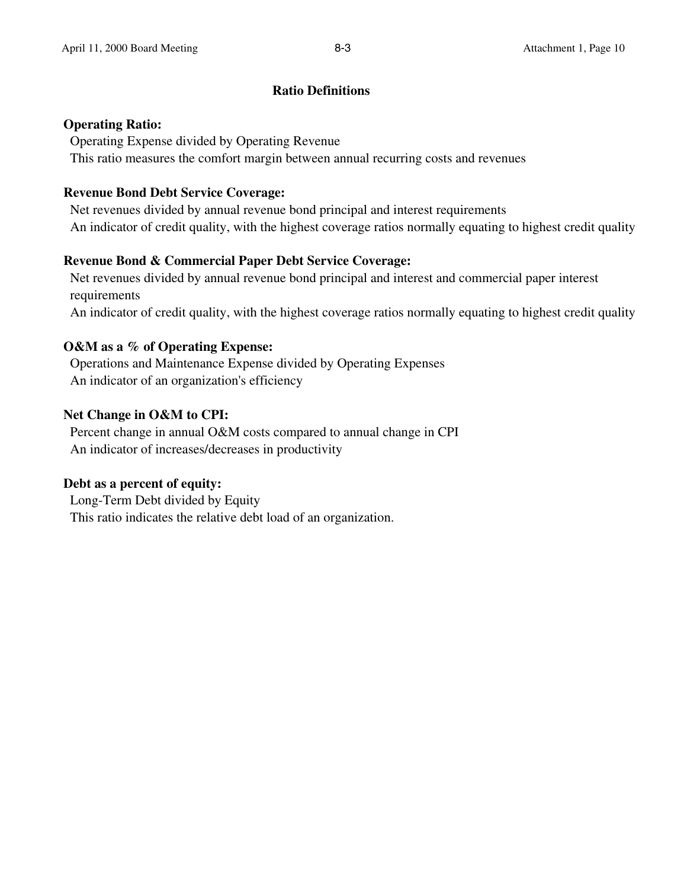## Ratio Definitions

**Operating Ratio:**
Operating Expense divided by Operating Revenue
This ratio measures the comfort margin between annual recurring costs and revenues

**Revenue Bond Debt Service Coverage:**
Net revenues divided by annual revenue bond principal and interest requirements
An indicator of credit quality, with the highest coverage ratios normally equating to highest credit quality

**Revenue Bond & Commercial Paper Debt Service Coverage:**
Net revenues divided by annual revenue bond principal and interest and commercial paper interest requirements
An indicator of credit quality, with the highest coverage ratios normally equating to highest credit quality

**O&M as a % of Operating Expense:**
Operations and Maintenance Expense divided by Operating Expenses
An indicator of an organization's efficiency

**Net Change in O&M to CPI:**
Percent change in annual O&M costs compared to annual change in CPI
An indicator of increases/decreases in productivity

**Debt as a percent of equity:**
Long-Term Debt divided by Equity
This ratio indicates the relative debt load of an organization.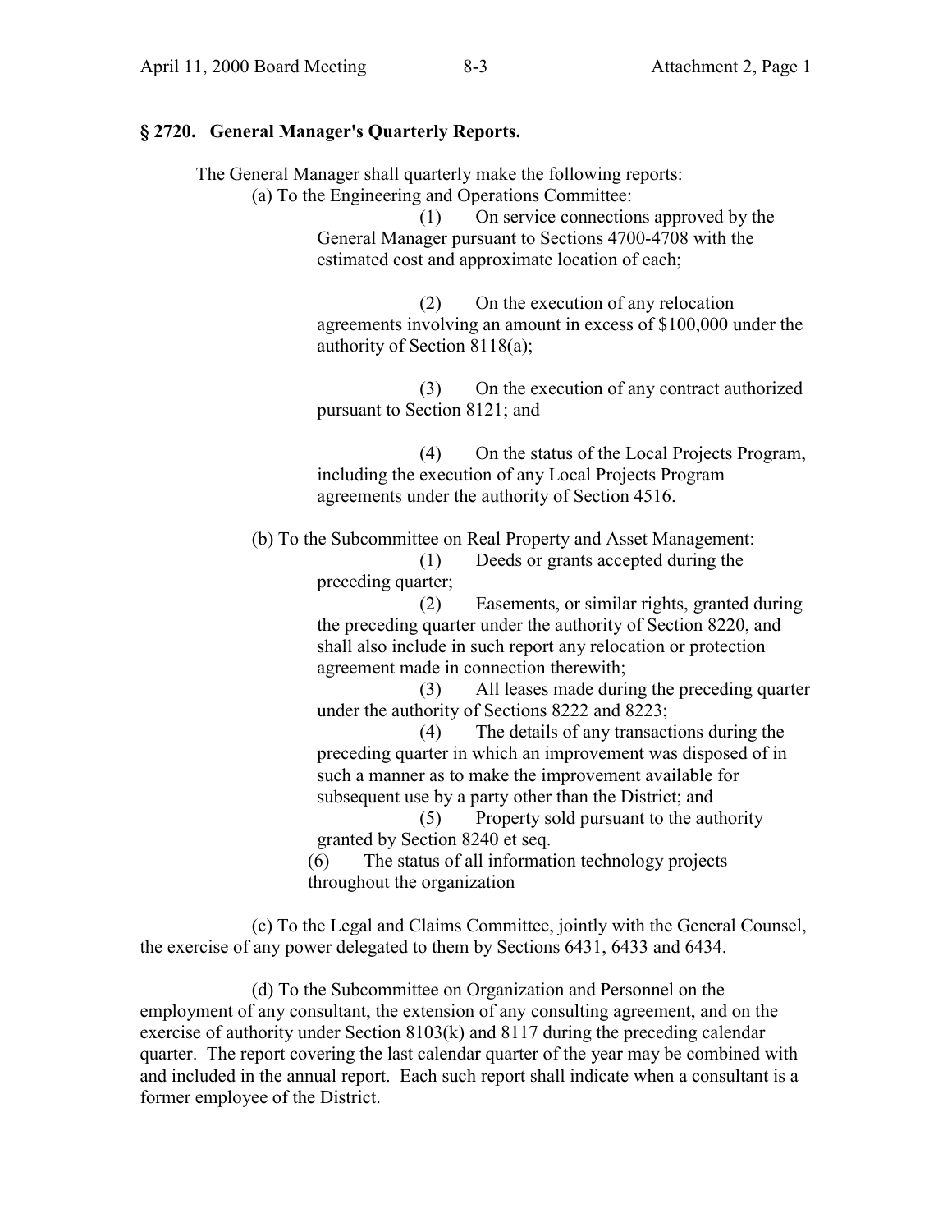## § 2720. General Manager's Quarterly Reports.

The General Manager shall quarterly make the following reports:

(a) To the Engineering and Operations Committee:

(1) On service connections approved by the General Manager pursuant to Sections 4700-4708 with the estimated cost and approximate location of each;

(2) On the execution of any relocation agreements involving an amount in excess of $100,000 under the authority of Section 8118(a);

(3) On the execution of any contract authorized pursuant to Section 8121; and

(4) On the status of the Local Projects Program, including the execution of any Local Projects Program agreements under the authority of Section 4516.

(b) To the Subcommittee on Real Property and Asset Management:

(1) Deeds or grants accepted during the preceding quarter;

(2) Easements, or similar rights, granted during the preceding quarter under the authority of Section 8220, and shall also include in such report any relocation or protection agreement made in connection therewith;

(3) All leases made during the preceding quarter under the authority of Sections 8222 and 8223;

(4) The details of any transactions during the preceding quarter in which an improvement was disposed of in such a manner as to make the improvement available for subsequent use by a party other than the District; and

(5) Property sold pursuant to the authority granted by Section 8240 et seq.

(6) The status of all information technology projects throughout the organization

(c) To the Legal and Claims Committee, jointly with the General Counsel, the exercise of any power delegated to them by Sections 6431, 6433 and 6434.

(d) To the Subcommittee on Organization and Personnel on the employment of any consultant, the extension of any consulting agreement, and on the exercise of authority under Section 8103(k) and 8117 during the preceding calendar quarter. The report covering the last calendar quarter of the year may be combined with and included in the annual report. Each such report shall indicate when a consultant is a former employee of the District.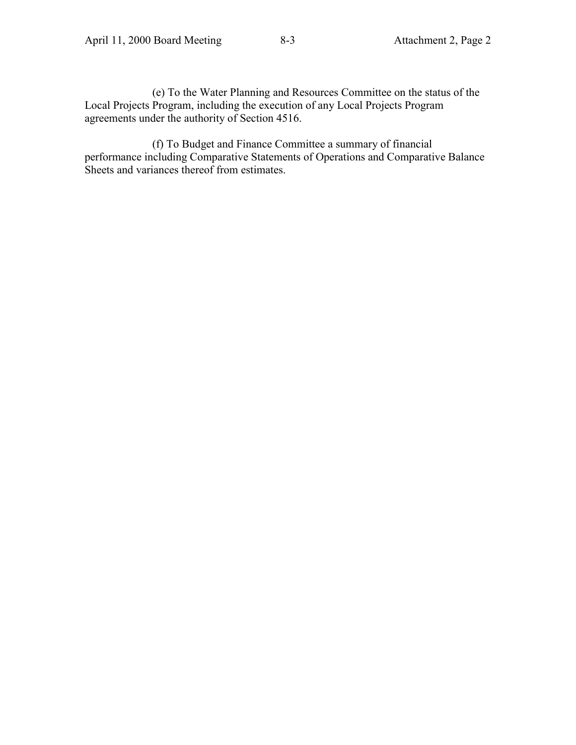(e) To the Water Planning and Resources Committee on the status of the Local Projects Program, including the execution of any Local Projects Program agreements under the authority of Section 4516.

(f) To Budget and Finance Committee a summary of financial performance including Comparative Statements of Operations and Comparative Balance Sheets and variances thereof from estimates.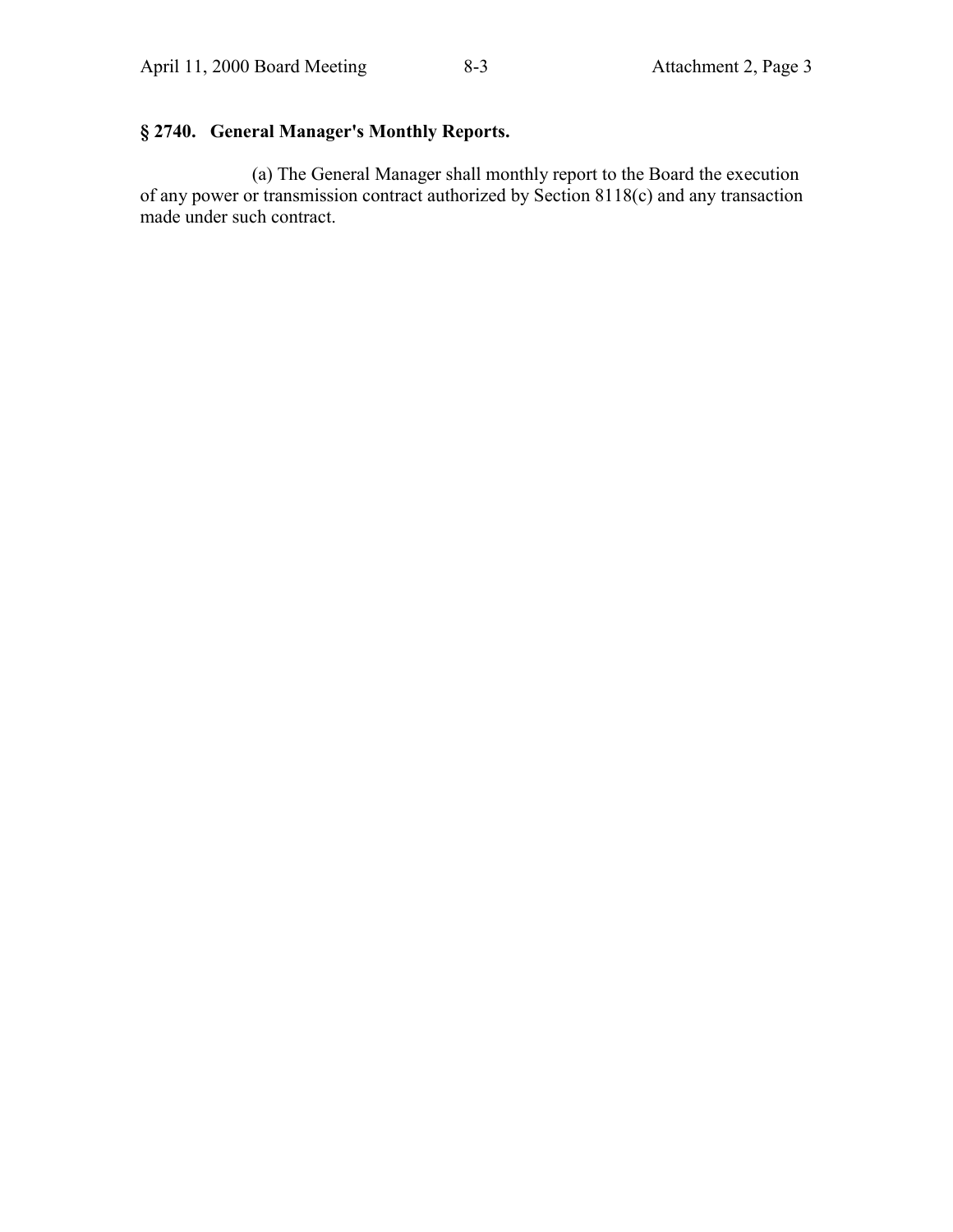## § 2740. General Manager's Monthly Reports.

(a) The General Manager shall monthly report to the Board the execution of any power or transmission contract authorized by Section 8118(c) and any transaction made under such contract.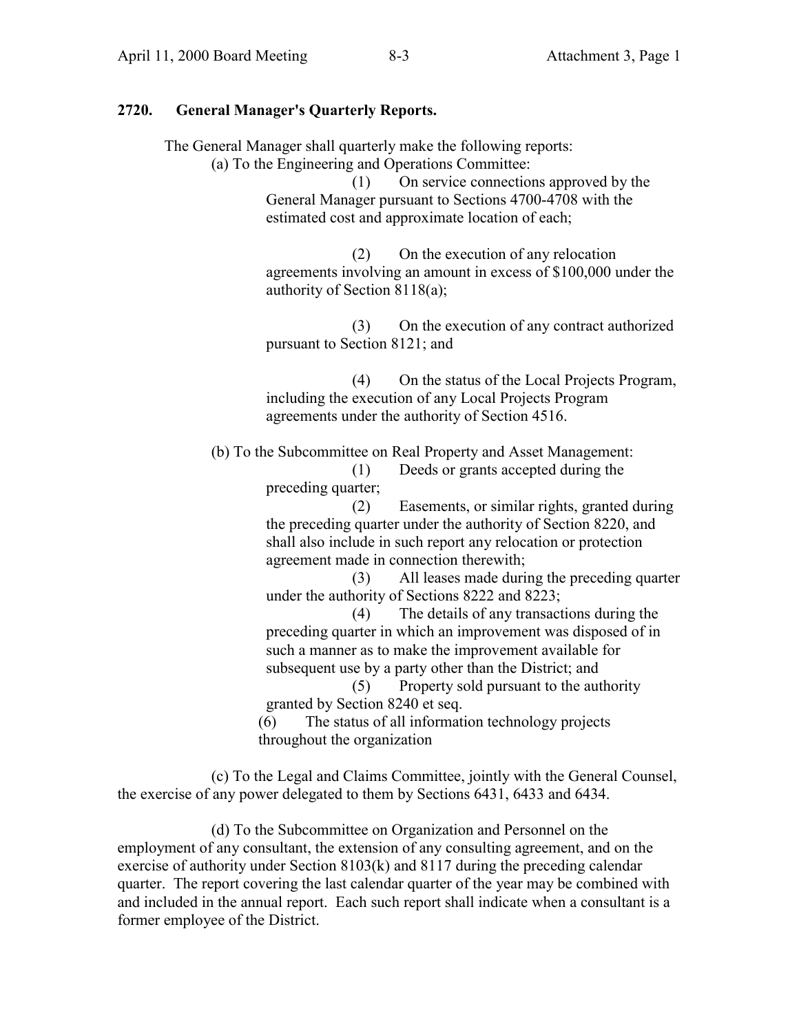## 2720. General Manager's Quarterly Reports.

The General Manager shall quarterly make the following reports:

(a) To the Engineering and Operations Committee:

(1) On service connections approved by the General Manager pursuant to Sections 4700-4708 with the estimated cost and approximate location of each;

(2) On the execution of any relocation agreements involving an amount in excess of $100,000 under the authority of Section 8118(a);

(3) On the execution of any contract authorized pursuant to Section 8121; and

(4) On the status of the Local Projects Program, including the execution of any Local Projects Program agreements under the authority of Section 4516.

(b) To the Subcommittee on Real Property and Asset Management:

(1) Deeds or grants accepted during the preceding quarter;

(2) Easements, or similar rights, granted during the preceding quarter under the authority of Section 8220, and shall also include in such report any relocation or protection agreement made in connection therewith;

(3) All leases made during the preceding quarter under the authority of Sections 8222 and 8223;

(4) The details of any transactions during the preceding quarter in which an improvement was disposed of in such a manner as to make the improvement available for subsequent use by a party other than the District; and

(5) Property sold pursuant to the authority granted by Section 8240 et seq.

(6) The status of all information technology projects throughout the organization

(c) To the Legal and Claims Committee, jointly with the General Counsel, the exercise of any power delegated to them by Sections 6431, 6433 and 6434.

(d) To the Subcommittee on Organization and Personnel on the employment of any consultant, the extension of any consulting agreement, and on the exercise of authority under Section 8103(k) and 8117 during the preceding calendar quarter. The report covering the last calendar quarter of the year may be combined with and included in the annual report. Each such report shall indicate when a consultant is a former employee of the District.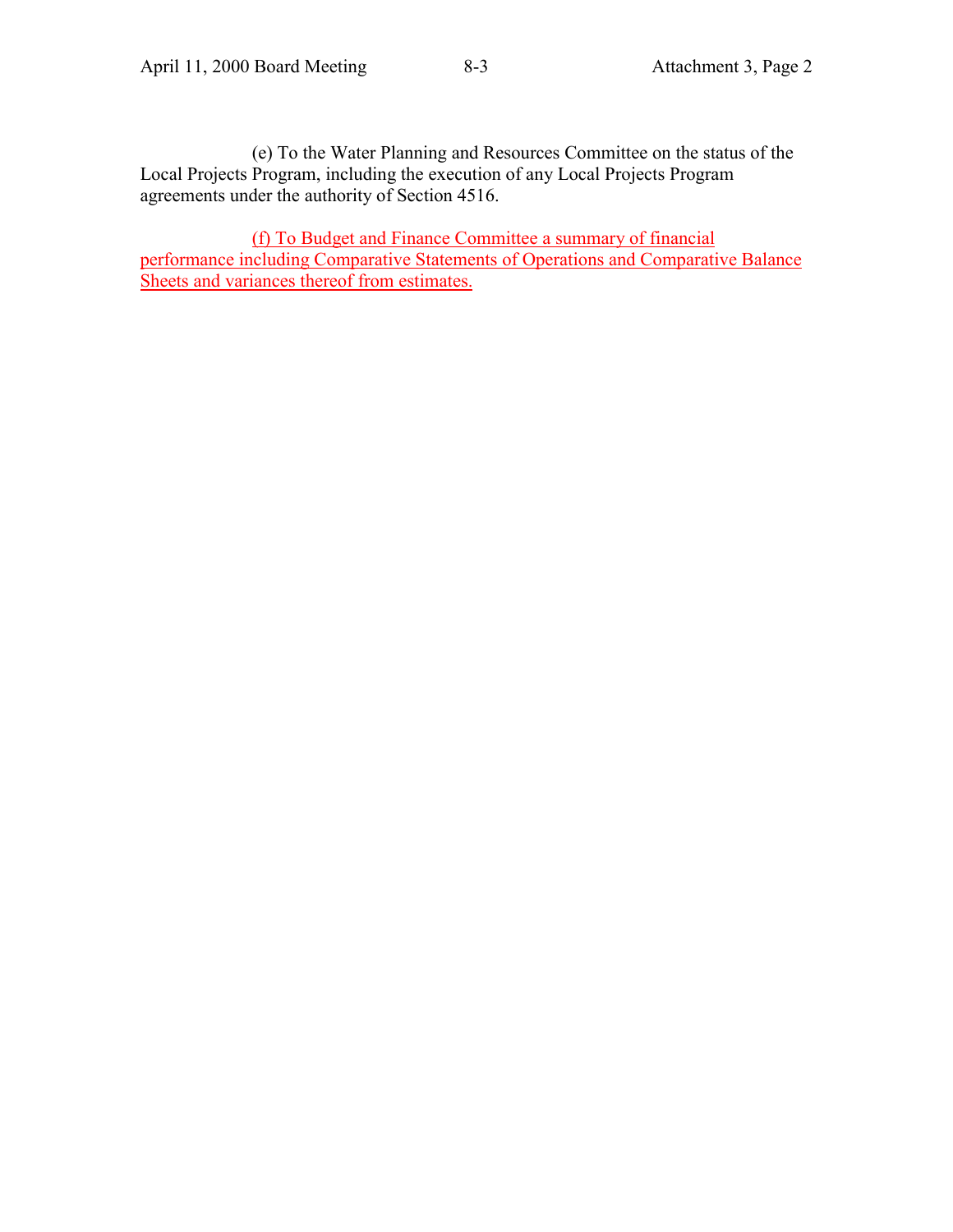(e) To the Water Planning and Resources Committee on the status of the Local Projects Program, including the execution of any Local Projects Program agreements under the authority of Section 4516.

(f) To Budget and Finance Committee a summary of financial performance including Comparative Statements of Operations and Comparative Balance Sheets and variances thereof from estimates.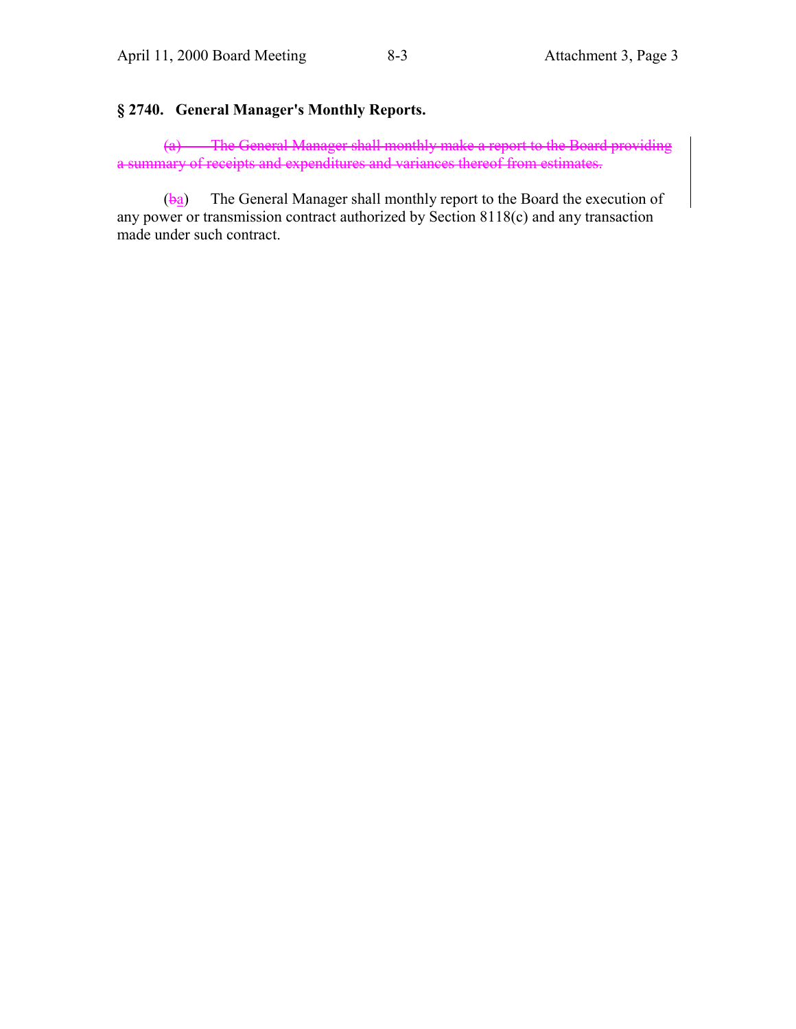## § 2740. General Manager's Monthly Reports.

~~(a) The General Manager shall monthly make a report to the Board providing a summary of receipts and expenditures and variances thereof from estimates.~~

(~~b~~a) The General Manager shall monthly report to the Board the execution of any power or transmission contract authorized by Section 8118(c) and any transaction made under such contract.